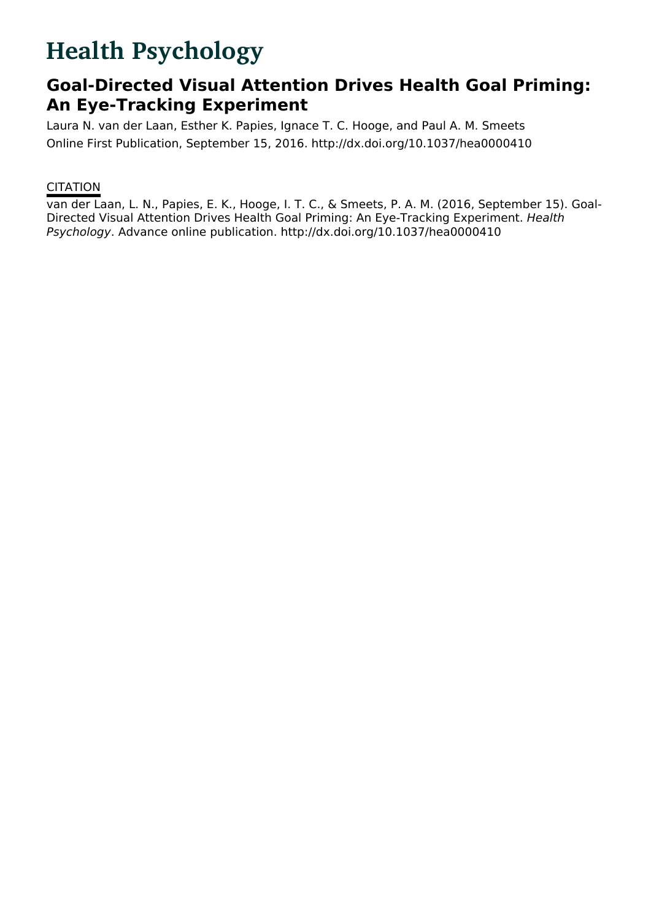# Health Psychology

## Goal-Directed Visual Attention Drives Health Goal Priming: An Eye-Tracking Experiment

Laura N. van der Laan, Esther K. Papies, Ignace T. C. Hooge, and Paul A. M. Smeets

Online First Publication, September 15, 2016. http://dx.doi.org/10.1037/hea0000410

CITATION

van der Laan, L. N., Papies, E. K., Hooge, I. T. C., & Smeets, P. A. M. (2016, September 15). Goal-Directed Visual Attention Drives Health Goal Priming: An Eye-Tracking Experiment. *Health Psychology*. Advance online publication. http://dx.doi.org/10.1037/hea0000410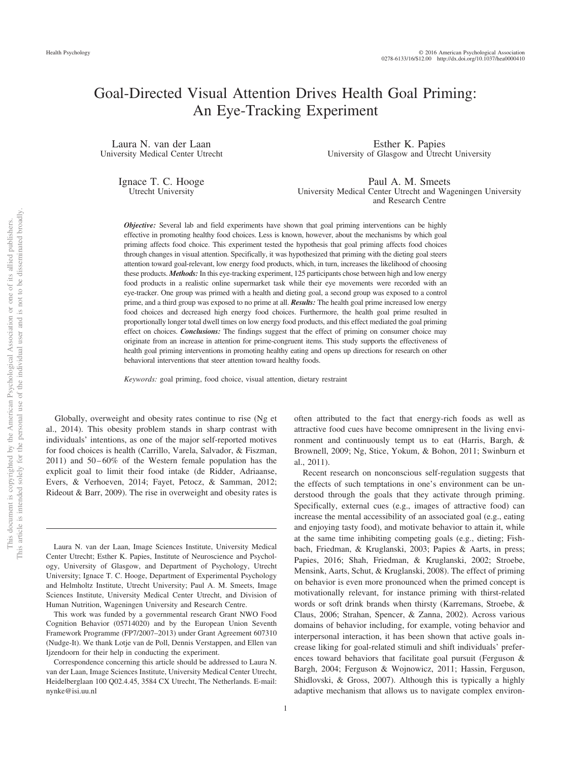# Goal-Directed Visual Attention Drives Health Goal Priming: An Eye-Tracking Experiment

Laura N. van der Laan
University Medical Center Utrecht

Esther K. Papies
University of Glasgow and Utrecht University

Ignace T. C. Hooge
Utrecht University

Paul A. M. Smeets
University Medical Center Utrecht and Wageningen University and Research Centre

***Objective:*** Several lab and field experiments have shown that goal priming interventions can be highly effective in promoting healthy food choices. Less is known, however, about the mechanisms by which goal priming affects food choice. This experiment tested the hypothesis that goal priming affects food choices through changes in visual attention. Specifically, it was hypothesized that priming with the dieting goal steers attention toward goal-relevant, low energy food products, which, in turn, increases the likelihood of choosing these products. ***Methods:*** In this eye-tracking experiment, 125 participants chose between high and low energy food products in a realistic online supermarket task while their eye movements were recorded with an eye-tracker. One group was primed with a health and dieting goal, a second group was exposed to a control prime, and a third group was exposed to no prime at all. ***Results:*** The health goal prime increased low energy food choices and decreased high energy food choices. Furthermore, the health goal prime resulted in proportionally longer total dwell times on low energy food products, and this effect mediated the goal priming effect on choices. ***Conclusions:*** The findings suggest that the effect of priming on consumer choice may originate from an increase in attention for prime-congruent items. This study supports the effectiveness of health goal priming interventions in promoting healthy eating and opens up directions for research on other behavioral interventions that steer attention toward healthy foods.

*Keywords:* goal priming, food choice, visual attention, dietary restraint

Globally, overweight and obesity rates continue to rise (Ng et al., 2014). This obesity problem stands in sharp contrast with individuals' intentions, as one of the major self-reported motives for food choices is health (Carrillo, Varela, Salvador, & Fiszman, 2011) and 50–60% of the Western female population has the explicit goal to limit their food intake (de Ridder, Adriaanse, Evers, & Verhoeven, 2014; Fayet, Petocz, & Samman, 2012; Rideout & Barr, 2009). The rise in overweight and obesity rates is often attributed to the fact that energy-rich foods as well as attractive food cues have become omnipresent in the living environment and continuously tempt us to eat (Harris, Bargh, & Brownell, 2009; Ng, Stice, Yokum, & Bohon, 2011; Swinburn et al., 2011).

Recent research on nonconscious self-regulation suggests that the effects of such temptations in one's environment can be understood through the goals that they activate through priming. Specifically, external cues (e.g., images of attractive food) can increase the mental accessibility of an associated goal (e.g., eating and enjoying tasty food), and motivate behavior to attain it, while at the same time inhibiting competing goals (e.g., dieting; Fishbach, Friedman, & Kruglanski, 2003; Papies & Aarts, in press; Papies, 2016; Shah, Friedman, & Kruglanski, 2002; Stroebe, Mensink, Aarts, Schut, & Kruglanski, 2008). The effect of priming on behavior is even more pronounced when the primed concept is motivationally relevant, for instance priming with thirst-related words or soft drink brands when thirsty (Karremans, Stroebe, & Claus, 2006; Strahan, Spencer, & Zanna, 2002). Across various domains of behavior including, for example, voting behavior and interpersonal interaction, it has been shown that active goals increase liking for goal-related stimuli and shift individuals' preferences toward behaviors that facilitate goal pursuit (Ferguson & Bargh, 2004; Ferguson & Wojnowicz, 2011; Hassin, Ferguson, Shidlovski, & Gross, 2007). Although this is typically a highly adaptive mechanism that allows us to navigate complex environ-

Laura N. van der Laan, Image Sciences Institute, University Medical Center Utrecht; Esther K. Papies, Institute of Neuroscience and Psychology, University of Glasgow, and Department of Psychology, Utrecht University; Ignace T. C. Hooge, Department of Experimental Psychology and Helmholtz Institute, Utrecht University; Paul A. M. Smeets, Image Sciences Institute, University Medical Center Utrecht, and Division of Human Nutrition, Wageningen University and Research Centre.

This work was funded by a governmental research Grant NWO Food Cognition Behavior (05714020) and by the European Union Seventh Framework Programme (FP7/2007–2013) under Grant Agreement 607310 (Nudge-It). We thank Lotje van de Poll, Dennis Verstappen, and Ellen van Ijzendoorn for their help in conducting the experiment.

Correspondence concerning this article should be addressed to Laura N. van der Laan, Image Sciences Institute, University Medical Center Utrecht, Heidelberglaan 100 Q02.4.45, 3584 CX Utrecht, The Netherlands. E-mail: nynke@isi.uu.nl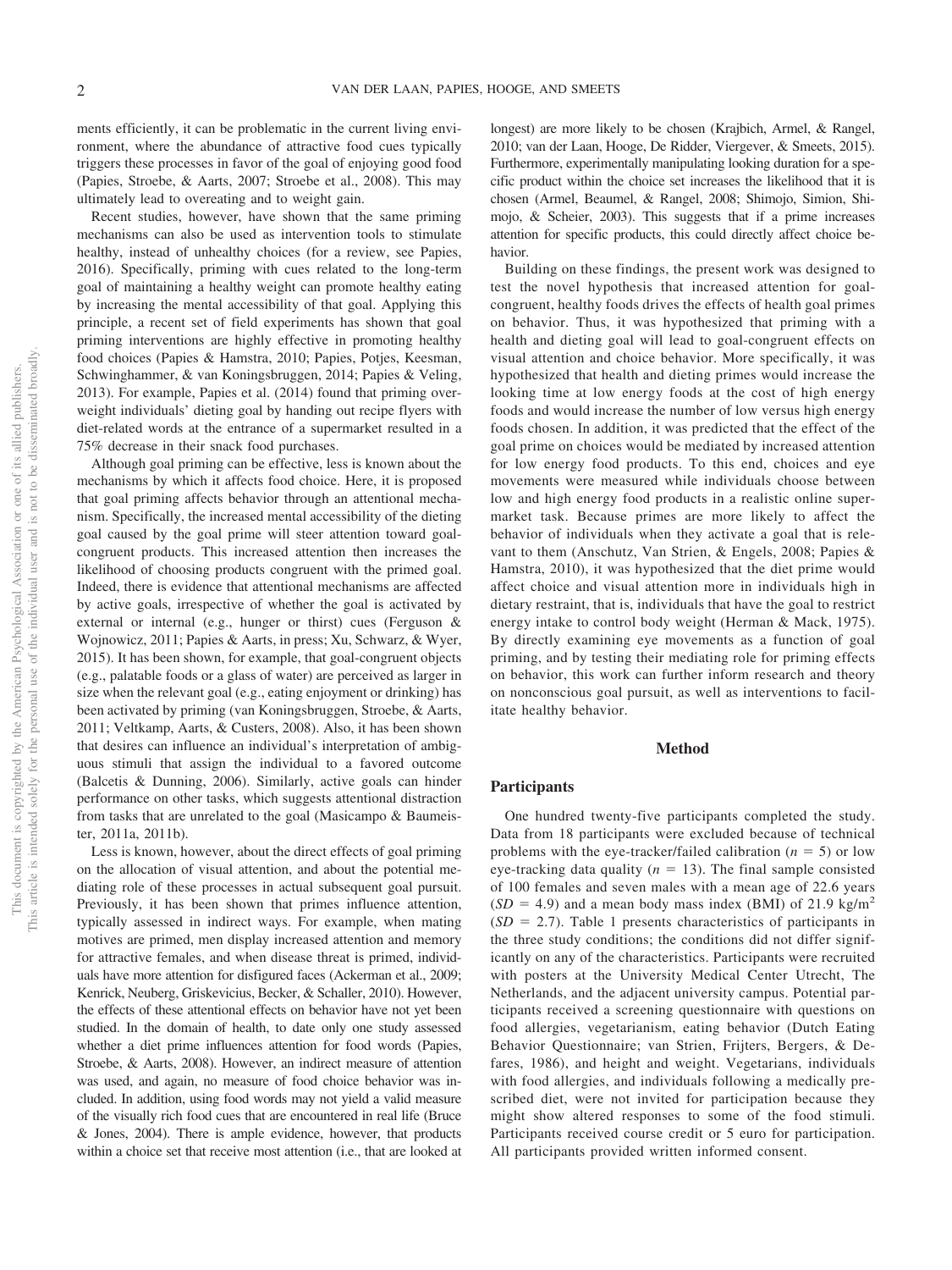ments efficiently, it can be problematic in the current living environment, where the abundance of attractive food cues typically triggers these processes in favor of the goal of enjoying good food (Papies, Stroebe, & Aarts, 2007; Stroebe et al., 2008). This may ultimately lead to overeating and to weight gain.

Recent studies, however, have shown that the same priming mechanisms can also be used as intervention tools to stimulate healthy, instead of unhealthy choices (for a review, see Papies, 2016). Specifically, priming with cues related to the long-term goal of maintaining a healthy weight can promote healthy eating by increasing the mental accessibility of that goal. Applying this principle, a recent set of field experiments has shown that goal priming interventions are highly effective in promoting healthy food choices (Papies & Hamstra, 2010; Papies, Potjes, Keesman, Schwinghammer, & van Koningsbruggen, 2014; Papies & Veling, 2013). For example, Papies et al. (2014) found that priming overweight individuals' dieting goal by handing out recipe flyers with diet-related words at the entrance of a supermarket resulted in a 75% decrease in their snack food purchases.

Although goal priming can be effective, less is known about the mechanisms by which it affects food choice. Here, it is proposed that goal priming affects behavior through an attentional mechanism. Specifically, the increased mental accessibility of the dieting goal caused by the goal prime will steer attention toward goal-congruent products. This increased attention then increases the likelihood of choosing products congruent with the primed goal. Indeed, there is evidence that attentional mechanisms are affected by active goals, irrespective of whether the goal is activated by external or internal (e.g., hunger or thirst) cues (Ferguson & Wojnowicz, 2011; Papies & Aarts, in press; Xu, Schwarz, & Wyer, 2015). It has been shown, for example, that goal-congruent objects (e.g., palatable foods or a glass of water) are perceived as larger in size when the relevant goal (e.g., eating enjoyment or drinking) has been activated by priming (van Koningsbruggen, Stroebe, & Aarts, 2011; Veltkamp, Aarts, & Custers, 2008). Also, it has been shown that desires can influence an individual's interpretation of ambiguous stimuli that assign the individual to a favored outcome (Balcetis & Dunning, 2006). Similarly, active goals can hinder performance on other tasks, which suggests attentional distraction from tasks that are unrelated to the goal (Masicampo & Baumeister, 2011a, 2011b).

Less is known, however, about the direct effects of goal priming on the allocation of visual attention, and about the potential mediating role of these processes in actual subsequent goal pursuit. Previously, it has been shown that primes influence attention, typically assessed in indirect ways. For example, when mating motives are primed, men display increased attention and memory for attractive females, and when disease threat is primed, individuals have more attention for disfigured faces (Ackerman et al., 2009; Kenrick, Neuberg, Griskevicius, Becker, & Schaller, 2010). However, the effects of these attentional effects on behavior have not yet been studied. In the domain of health, to date only one study assessed whether a diet prime influences attention for food words (Papies, Stroebe, & Aarts, 2008). However, an indirect measure of attention was used, and again, no measure of food choice behavior was included. In addition, using food words may not yield a valid measure of the visually rich food cues that are encountered in real life (Bruce & Jones, 2004). There is ample evidence, however, that products within a choice set that receive most attention (i.e., that are looked at longest) are more likely to be chosen (Krajbich, Armel, & Rangel, 2010; van der Laan, Hooge, De Ridder, Viergever, & Smeets, 2015). Furthermore, experimentally manipulating looking duration for a specific product within the choice set increases the likelihood that it is chosen (Armel, Beaumel, & Rangel, 2008; Shimojo, Simion, Shimojo, & Scheier, 2003). This suggests that if a prime increases attention for specific products, this could directly affect choice behavior.

Building on these findings, the present work was designed to test the novel hypothesis that increased attention for goal-congruent, healthy foods drives the effects of health goal primes on behavior. Thus, it was hypothesized that priming with a health and dieting goal will lead to goal-congruent effects on visual attention and choice behavior. More specifically, it was hypothesized that health and dieting primes would increase the looking time at low energy foods at the cost of high energy foods and would increase the number of low versus high energy foods chosen. In addition, it was predicted that the effect of the goal prime on choices would be mediated by increased attention for low energy food products. To this end, choices and eye movements were measured while individuals choose between low and high energy food products in a realistic online supermarket task. Because primes are more likely to affect the behavior of individuals when they activate a goal that is relevant to them (Anschutz, Van Strien, & Engels, 2008; Papies & Hamstra, 2010), it was hypothesized that the diet prime would affect choice and visual attention more in individuals high in dietary restraint, that is, individuals that have the goal to restrict energy intake to control body weight (Herman & Mack, 1975). By directly examining eye movements as a function of goal priming, and by testing their mediating role for priming effects on behavior, this work can further inform research and theory on nonconscious goal pursuit, as well as interventions to facilitate healthy behavior.

## Method

### Participants

One hundred twenty-five participants completed the study. Data from 18 participants were excluded because of technical problems with the eye-tracker/failed calibration ($n = 5$) or low eye-tracking data quality ($n = 13$). The final sample consisted of 100 females and seven males with a mean age of 22.6 years ($SD = 4.9$) and a mean body mass index (BMI) of 21.9 kg/m$^2$ ($SD = 2.7$). Table 1 presents characteristics of participants in the three study conditions; the conditions did not differ significantly on any of the characteristics. Participants were recruited with posters at the University Medical Center Utrecht, The Netherlands, and the adjacent university campus. Potential participants received a screening questionnaire with questions on food allergies, vegetarianism, eating behavior (Dutch Eating Behavior Questionnaire; van Strien, Frijters, Bergers, & Defares, 1986), and height and weight. Vegetarians, individuals with food allergies, and individuals following a medically prescribed diet, were not invited for participation because they might show altered responses to some of the food stimuli. Participants received course credit or 5 euro for participation. All participants provided written informed consent.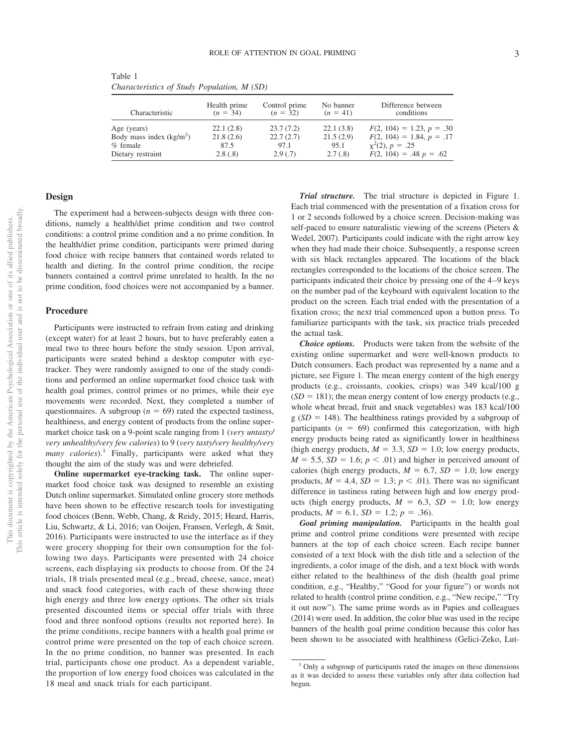Table 1
*Characteristics of Study Population, M (SD)*

| Characteristic | Health prime ($n$ = 34) | Control prime ($n$ = 32) | No banner ($n$ = 41) | Difference between conditions |
|---|---|---|---|---|
| Age (years) | 22.1 (2.8) | 23.7 (7.2) | 22.1 (3.8) | $F(2, 104) = 1.23$, $p = .30$ |
| Body mass index (kg/m$^2$) | 21.8 (2.6) | 22.7 (2.7) | 21.5 (2.9) | $F(2, 104) = 1.84$, $p = .17$ |
| % female | 87.5 | 97.1 | 95.1 | $\chi^2(2)$, $p = .25$ |
| Dietary restraint | 2.8 (.8) | 2.9 (.7) | 2.7 (.8) | $F(2, 104) = .48$ $p = .62$ |

## Design

The experiment had a between-subjects design with three conditions, namely a health/diet prime condition and two control conditions: a control prime condition and a no prime condition. In the health/diet prime condition, participants were primed during food choice with recipe banners that contained words related to health and dieting. In the control prime condition, the recipe banners contained a control prime unrelated to health. In the no prime condition, food choices were not accompanied by a banner.

## Procedure

Participants were instructed to refrain from eating and drinking (except water) for at least 2 hours, but to have preferably eaten a meal two to three hours before the study session. Upon arrival, participants were seated behind a desktop computer with eye-tracker. They were randomly assigned to one of the study conditions and performed an online supermarket food choice task with health goal primes, control primes or no primes, while their eye movements were recorded. Next, they completed a number of questionnaires. A subgroup ($n$ = 69) rated the expected tastiness, healthiness, and energy content of products from the online supermarket choice task on a 9-point scale ranging from 1 (*very untasty/very unhealthy/very few calories*) to 9 (*very tasty/very healthy/very many calories*).[1] Finally, participants were asked what they thought the aim of the study was and were debriefed.

**Online supermarket eye-tracking task.** The online supermarket food choice task was designed to resemble an existing Dutch online supermarket. Simulated online grocery store methods have been shown to be effective research tools for investigating food choices (Benn, Webb, Chang, & Reidy, 2015; Heard, Harris, Liu, Schwartz, & Li, 2016; van Ooijen, Fransen, Verlegh, & Smit, 2016). Participants were instructed to use the interface as if they were grocery shopping for their own consumption for the following two days. Participants were presented with 24 choice screens, each displaying six products to choose from. Of the 24 trials, 18 trials presented meal (e.g., bread, cheese, sauce, meat) and snack food categories, with each of these showing three high energy and three low energy options. The other six trials presented discounted items or special offer trials with three food and three nonfood options (results not reported here). In the prime conditions, recipe banners with a health goal prime or control prime were presented on the top of each choice screen. In the no prime condition, no banner was presented. In each trial, participants chose one product. As a dependent variable, the proportion of low energy food choices was calculated in the 18 meal and snack trials for each participant.

***Trial structure.*** The trial structure is depicted in Figure 1. Each trial commenced with the presentation of a fixation cross for 1 or 2 seconds followed by a choice screen. Decision-making was self-paced to ensure naturalistic viewing of the screens (Pieters & Wedel, 2007). Participants could indicate with the right arrow key when they had made their choice. Subsequently, a response screen with six black rectangles appeared. The locations of the black rectangles corresponded to the locations of the choice screen. The participants indicated their choice by pressing one of the 4–9 keys on the number pad of the keyboard with equivalent location to the product on the screen. Each trial ended with the presentation of a fixation cross; the next trial commenced upon a button press. To familiarize participants with the task, six practice trials preceded the actual task.

***Choice options.*** Products were taken from the website of the existing online supermarket and were well-known products to Dutch consumers. Each product was represented by a name and a picture, see Figure 1. The mean energy content of the high energy products (e.g., croissants, cookies, crisps) was 349 kcal/100 g ($SD$ = 181); the mean energy content of low energy products (e.g., whole wheat bread, fruit and snack vegetables) was 183 kcal/100 g ($SD$ = 148). The healthiness ratings provided by a subgroup of participants ($n$ = 69) confirmed this categorization, with high energy products being rated as significantly lower in healthiness (high energy products, $M$ = 3.3, $SD$ = 1.0; low energy products, $M$ = 5.5, $SD$ = 1.6; $p < .01$) and higher in perceived amount of calories (high energy products, $M$ = 6.7, $SD$ = 1.0; low energy products, $M$ = 4.4, $SD$ = 1.3; $p < .01$). There was no significant difference in tastiness rating between high and low energy products (high energy products, $M$ = 6.3, $SD$ = 1.0; low energy products, $M$ = 6.1, $SD$ = 1.2; $p$ = .36).

***Goal priming manipulation.*** Participants in the health goal prime and control prime conditions were presented with recipe banners at the top of each choice screen. Each recipe banner consisted of a text block with the dish title and a selection of the ingredients, a color image of the dish, and a text block with words either related to the healthiness of the dish (health goal prime condition, e.g., "Healthy," "Good for your figure") or words not related to health (control prime condition, e.g., "New recipe," "Try it out now"). The same prime words as in Papies and colleagues (2014) were used. In addition, the color blue was used in the recipe banners of the health goal prime condition because this color has been shown to be associated with healthiness (Gelici-Zeko, Lut-

[1] Only a subgroup of participants rated the images on these dimensions as it was decided to assess these variables only after data collection had begun.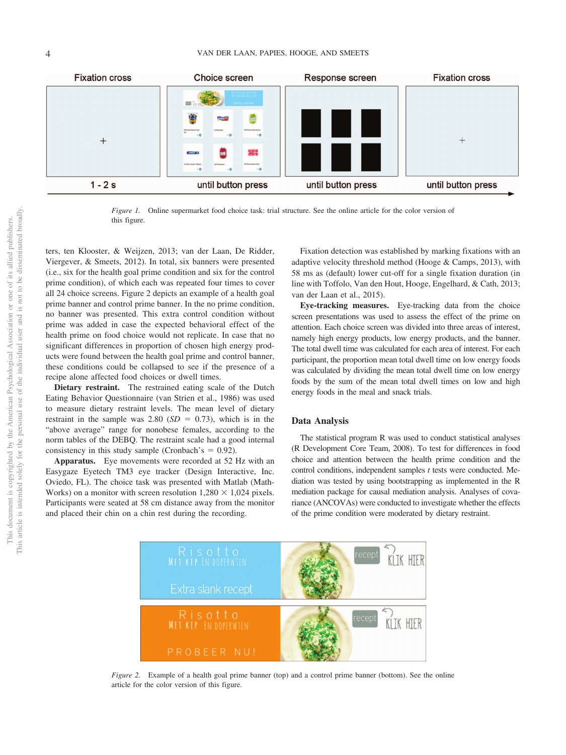Fixation cross

1 - 2 s

Choice screen

until button press

Response screen

until button press

Fixation cross

until button press

*Figure 1.* Online supermarket food choice task: trial structure. See the online article for the color version of this figure.

ters, ten Klooster, & Weijzen, 2013; van der Laan, De Ridder, Viergever, & Smeets, 2012). In total, six banners were presented (i.e., six for the health goal prime condition and six for the control prime condition), of which each was repeated four times to cover all 24 choice screens. Figure 2 depicts an example of a health goal prime banner and control prime banner. In the no prime condition, no banner was presented. This extra control condition without prime was added in case the expected behavioral effect of the health prime on food choice would not replicate. In case that no significant differences in proportion of chosen high energy products were found between the health goal prime and control banner, these conditions could be collapsed to see if the presence of a recipe alone affected food choices or dwell times.

**Dietary restraint.** The restrained eating scale of the Dutch Eating Behavior Questionnaire (van Strien et al., 1986) was used to measure dietary restraint levels. The mean level of dietary restraint in the sample was 2.80 ($SD$ = 0.73), which is in the "above average" range for nonobese females, according to the norm tables of the DEBQ. The restraint scale had a good internal consistency in this study sample (Cronbach's = 0.92).

**Apparatus.** Eye movements were recorded at 52 Hz with an Easygaze Eyetech TM3 eye tracker (Design Interactive, Inc. Oviedo, FL). The choice task was presented with Matlab (MathWorks) on a monitor with screen resolution 1,280 × 1,024 pixels. Participants were seated at 58 cm distance away from the monitor and placed their chin on a chin rest during the recording.

Fixation detection was established by marking fixations with an adaptive velocity threshold method (Hooge & Camps, 2013), with 58 ms as (default) lower cut-off for a single fixation duration (in line with Toffolo, Van den Hout, Hooge, Engelhard, & Cath, 2013; van der Laan et al., 2015).

**Eye-tracking measures.** Eye-tracking data from the choice screen presentations was used to assess the effect of the prime on attention. Each choice screen was divided into three areas of interest, namely high energy products, low energy products, and the banner. The total dwell time was calculated for each area of interest. For each participant, the proportion mean total dwell time on low energy foods was calculated by dividing the mean total dwell time on low energy foods by the sum of the mean total dwell times on low and high energy foods in the meal and snack trials.

## Data Analysis

The statistical program R was used to conduct statistical analyses (R Development Core Team, 2008). To test for differences in food choice and attention between the health prime condition and the control conditions, independent samples $t$ tests were conducted. Mediation was tested by using bootstrapping as implemented in the R mediation package for causal mediation analysis. Analyses of covariance (ANCOVAs) were conducted to investigate whether the effects of the prime condition were moderated by dietary restraint.

Risotto
MET KIP EN DOPERWTEN
Extra slank recept
recept
KLIK HIER

Risotto
MET KIP EN DOPERWTEN
PROBEER NU!
recept
KLIK HIER

*Figure 2.* Example of a health goal prime banner (top) and a control prime banner (bottom). See the online article for the color version of this figure.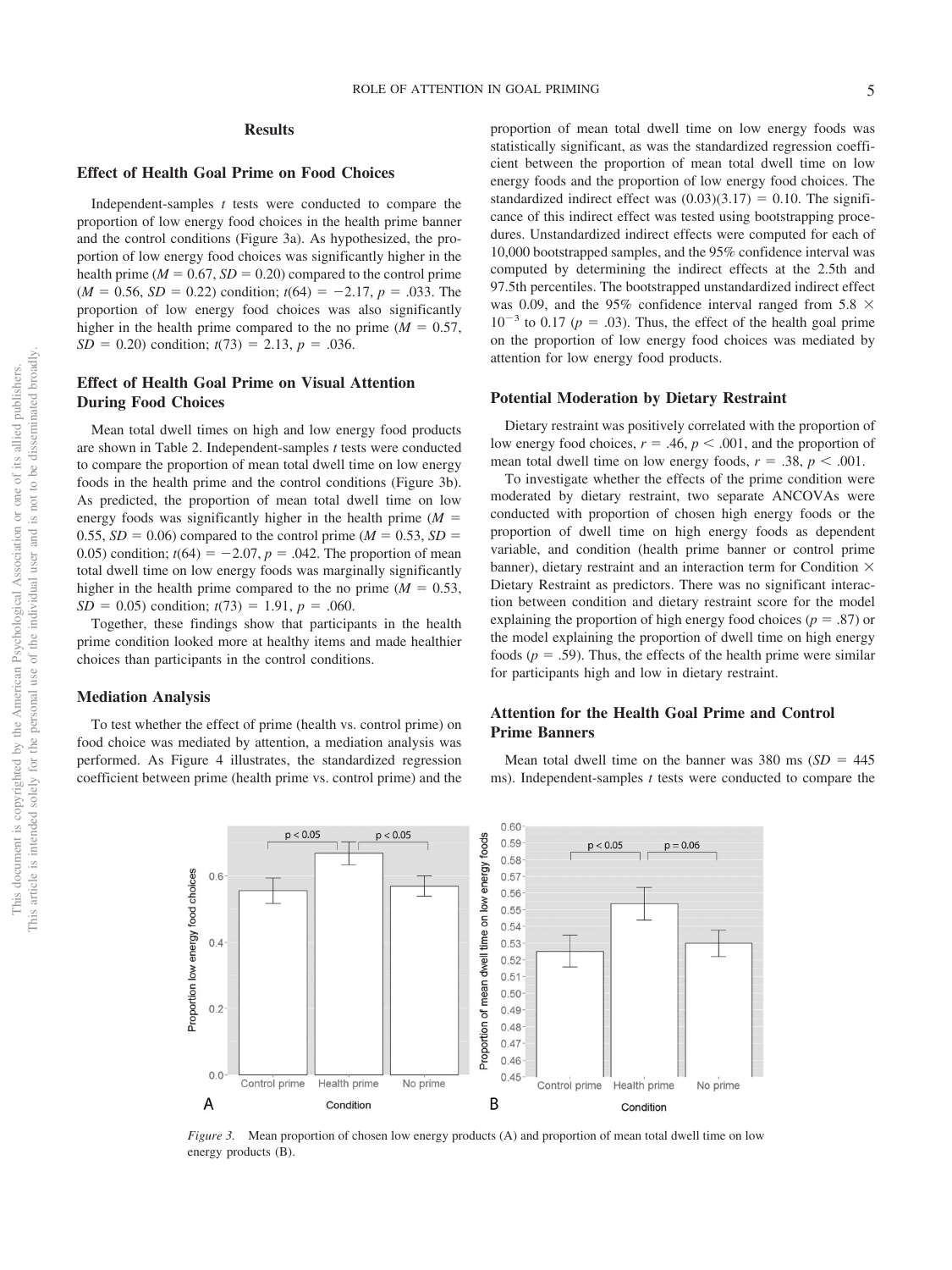## Results

### Effect of Health Goal Prime on Food Choices

Independent-samples *t* tests were conducted to compare the proportion of low energy food choices in the health prime banner and the control conditions (Figure 3a). As hypothesized, the proportion of low energy food choices was significantly higher in the health prime ($M = 0.67$, $SD = 0.20$) compared to the control prime ($M = 0.56$, $SD = 0.22$) condition; $t(64) = -2.17$, $p = .033$. The proportion of low energy food choices was also significantly higher in the health prime compared to the no prime ($M = 0.57$, $SD = 0.20$) condition; $t(73) = 2.13$, $p = .036$.

### Effect of Health Goal Prime on Visual Attention During Food Choices

Mean total dwell times on high and low energy food products are shown in Table 2. Independent-samples *t* tests were conducted to compare the proportion of mean total dwell time on low energy foods in the health prime and the control conditions (Figure 3b). As predicted, the proportion of mean total dwell time on low energy foods was significantly higher in the health prime ($M = 0.55$, $SD = 0.06$) compared to the control prime ($M = 0.53$, $SD = 0.05$) condition; $t(64) = -2.07$, $p = .042$. The proportion of mean total dwell time on low energy foods was marginally significantly higher in the health prime compared to the no prime ($M = 0.53$, $SD = 0.05$) condition; $t(73) = 1.91$, $p = .060$.

Together, these findings show that participants in the health prime condition looked more at healthy items and made healthier choices than participants in the control conditions.

### Mediation Analysis

To test whether the effect of prime (health vs. control prime) on food choice was mediated by attention, a mediation analysis was performed. As Figure 4 illustrates, the standardized regression coefficient between prime (health prime vs. control prime) and the proportion of mean total dwell time on low energy foods was statistically significant, as was the standardized regression coefficient between the proportion of mean total dwell time on low energy foods and the proportion of low energy food choices. The standardized indirect effect was $(0.03)(3.17) = 0.10$. The significance of this indirect effect was tested using bootstrapping procedures. Unstandardized indirect effects were computed for each of 10,000 bootstrapped samples, and the 95% confidence interval was computed by determining the indirect effects at the 2.5th and 97.5th percentiles. The bootstrapped unstandardized indirect effect was 0.09, and the 95% confidence interval ranged from $5.8 \times 10^{-3}$ to 0.17 ($p = .03$). Thus, the effect of the health goal prime on the proportion of low energy food choices was mediated by attention for low energy food products.

### Potential Moderation by Dietary Restraint

Dietary restraint was positively correlated with the proportion of low energy food choices, $r = .46$, $p < .001$, and the proportion of mean total dwell time on low energy foods, $r = .38$, $p < .001$.

To investigate whether the effects of the prime condition were moderated by dietary restraint, two separate ANCOVAs were conducted with proportion of chosen high energy foods or the proportion of dwell time on high energy foods as dependent variable, and condition (health prime banner or control prime banner), dietary restraint and an interaction term for Condition × Dietary Restraint as predictors. There was no significant interaction between condition and dietary restraint score for the model explaining the proportion of high energy food choices ($p = .87$) or the model explaining the proportion of dwell time on high energy foods ($p = .59$). Thus, the effects of the health prime were similar for participants high and low in dietary restraint.

### Attention for the Health Goal Prime and Control Prime Banners

Mean total dwell time on the banner was 380 ms ($SD = 445$ ms). Independent-samples *t* tests were conducted to compare the

A
Proportion low energy food choices
0.0
0.2
0.4
0.6
p < 0.05
p < 0.05
Control prime
Health prime
No prime
Condition

B
Proportion of mean dwell time on low energy foods
0.45
0.46
0.47
0.48
0.49
0.50
0.51
0.52
0.53
0.54
0.55
0.56
0.57
0.58
0.59
0.60
p < 0.05
p = 0.06
Control prime
Health prime
No prime
Condition

*Figure 3.* Mean proportion of chosen low energy products (A) and proportion of mean total dwell time on low energy products (B).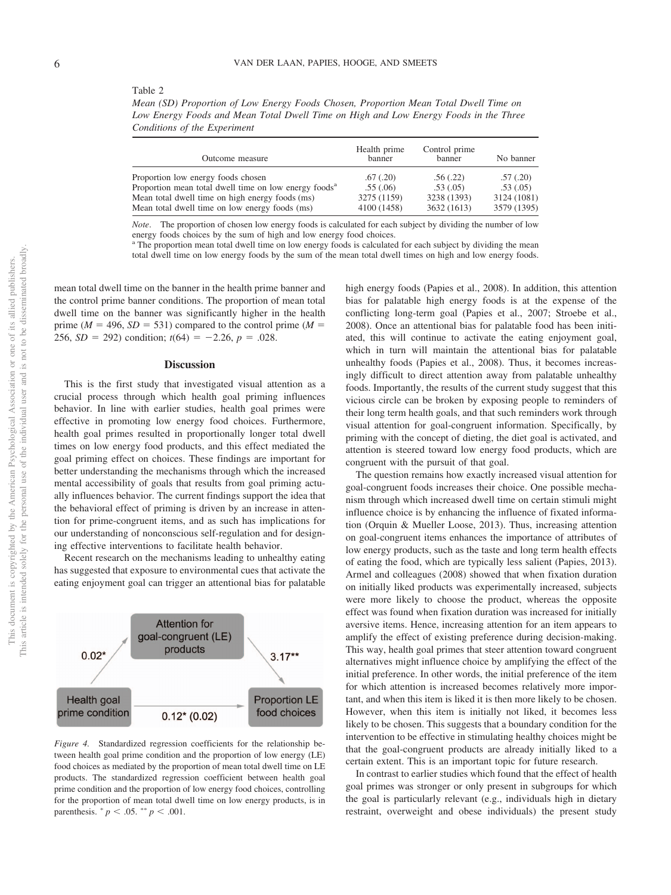Table 2

*Mean (SD) Proportion of Low Energy Foods Chosen, Proportion Mean Total Dwell Time on Low Energy Foods and Mean Total Dwell Time on High and Low Energy Foods in the Three Conditions of the Experiment*

| Outcome measure | Health prime banner | Control prime banner | No banner |
|---|---|---|---|
| Proportion low energy foods chosen | .67 (.20) | .56 (.22) | .57 (.20) |
| Proportion mean total dwell time on low energy foods[a] | .55 (.06) | .53 (.05) | .53 (.05) |
| Mean total dwell time on high energy foods (ms) | 3275 (1159) | 3238 (1393) | 3124 (1081) |
| Mean total dwell time on low energy foods (ms) | 4100 (1458) | 3632 (1613) | 3579 (1395) |

*Note*. The proportion of chosen low energy foods is calculated for each subject by dividing the number of low energy foods choices by the sum of high and low energy food choices.

[a] The proportion mean total dwell time on low energy foods is calculated for each subject by dividing the mean total dwell time on low energy foods by the sum of the mean total dwell times on high and low energy foods.

mean total dwell time on the banner in the health prime banner and the control prime banner conditions. The proportion of mean total dwell time on the banner was significantly higher in the health prime ($M$ = 496, $SD$ = 531) compared to the control prime ($M$ = 256, $SD$ = 292) condition; $t(64) = -2.26$, $p = .028$.

## Discussion

This is the first study that investigated visual attention as a crucial process through which health goal priming influences behavior. In line with earlier studies, health goal primes were effective in promoting low energy food choices. Furthermore, health goal primes resulted in proportionally longer total dwell times on low energy food products, and this effect mediated the goal priming effect on choices. These findings are important for better understanding the mechanisms through which the increased mental accessibility of goals that results from goal priming actually influences behavior. The current findings support the idea that the behavioral effect of priming is driven by an increase in attention for prime-congruent items, and as such has implications for our understanding of nonconscious self-regulation and for designing effective interventions to facilitate health behavior.

Recent research on the mechanisms leading to unhealthy eating has suggested that exposure to environmental cues that activate the eating enjoyment goal can trigger an attentional bias for palatable high energy foods (Papies et al., 2008). In addition, this attention bias for palatable high energy foods is at the expense of the conflicting long-term goal (Papies et al., 2007; Stroebe et al., 2008). Once an attentional bias for palatable food has been initiated, this will continue to activate the eating enjoyment goal, which in turn will maintain the attentional bias for palatable unhealthy foods (Papies et al., 2008). Thus, it becomes increasingly difficult to direct attention away from palatable unhealthy foods. Importantly, the results of the current study suggest that this vicious circle can be broken by exposing people to reminders of their long term health goals, and that such reminders work through visual attention for goal-congruent information. Specifically, by priming with the concept of dieting, the diet goal is activated, and attention is steered toward low energy food products, which are congruent with the pursuit of that goal.

Attention for goal-congruent (LE) products

0.02*

3.17**

Health goal prime condition

Proportion LE food choices

0.12* (0.02)

*Figure 4*. Standardized regression coefficients for the relationship between health goal prime condition and the proportion of low energy (LE) food choices as mediated by the proportion of mean total dwell time on LE products. The standardized regression coefficient between health goal prime condition and the proportion of low energy food choices, controlling for the proportion of mean total dwell time on low energy products, is in parenthesis. * $p < .05$. ** $p < .001$.

The question remains how exactly increased visual attention for goal-congruent foods increases their choice. One possible mechanism through which increased dwell time on certain stimuli might influence choice is by enhancing the influence of fixated information (Orquin & Mueller Loose, 2013). Thus, increasing attention on goal-congruent items enhances the importance of attributes of low energy products, such as the taste and long term health effects of eating the food, which are typically less salient (Papies, 2013). Armel and colleagues (2008) showed that when fixation duration on initially liked products was experimentally increased, subjects were more likely to choose the product, whereas the opposite effect was found when fixation duration was increased for initially aversive items. Hence, increasing attention for an item appears to amplify the effect of existing preference during decision-making. This way, health goal primes that steer attention toward congruent alternatives might influence choice by amplifying the effect of the initial preference. In other words, the initial preference of the item for which attention is increased becomes relatively more important, and when this item is liked it is then more likely to be chosen. However, when this item is initially not liked, it becomes less likely to be chosen. This suggests that a boundary condition for the intervention to be effective in stimulating healthy choices might be that the goal-congruent products are already initially liked to a certain extent. This is an important topic for future research.

In contrast to earlier studies which found that the effect of health goal primes was stronger or only present in subgroups for which the goal is particularly relevant (e.g., individuals high in dietary restraint, overweight and obese individuals) the present study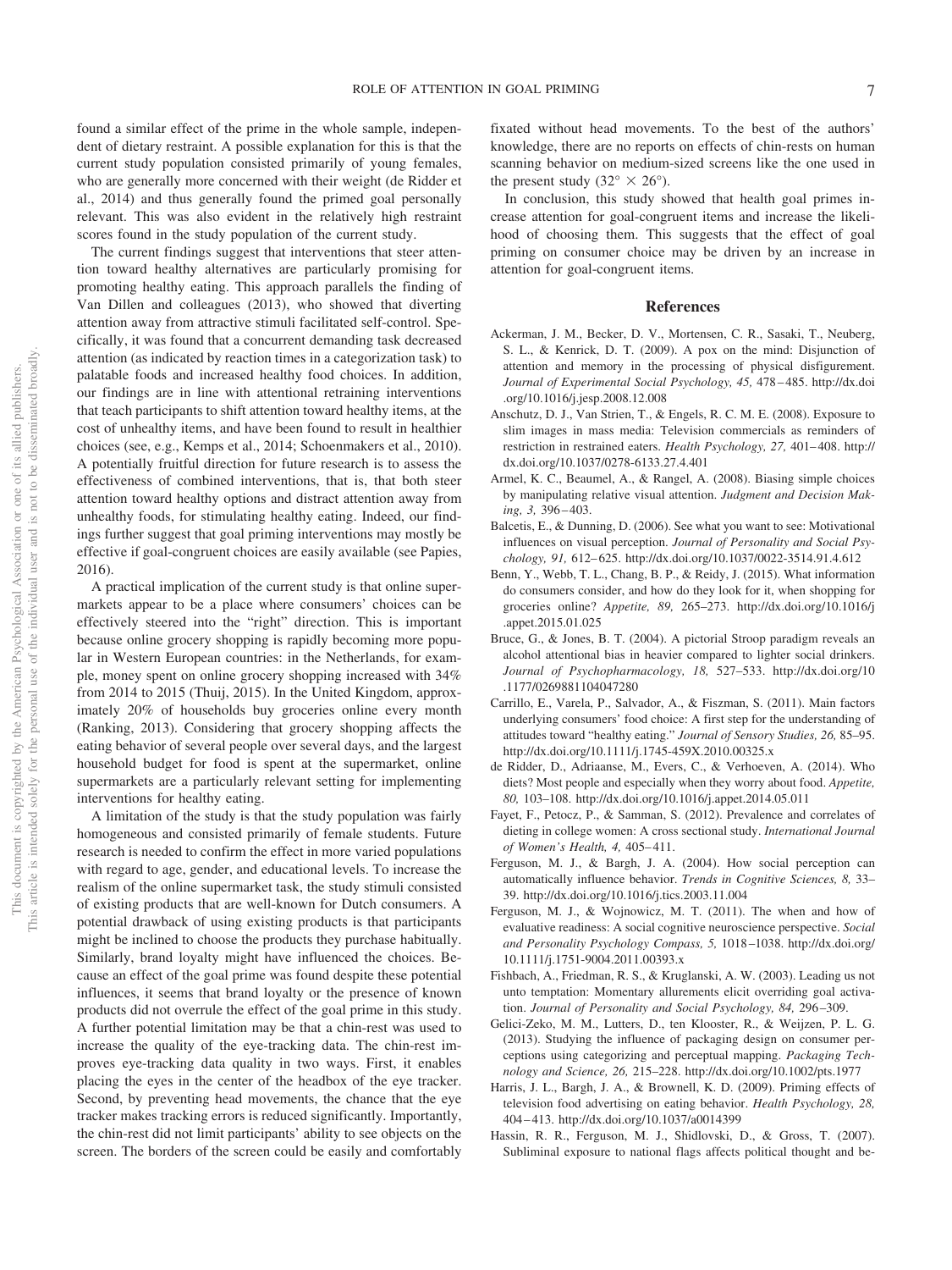found a similar effect of the prime in the whole sample, independent of dietary restraint. A possible explanation for this is that the current study population consisted primarily of young females, who are generally more concerned with their weight (de Ridder et al., 2014) and thus generally found the primed goal personally relevant. This was also evident in the relatively high restraint scores found in the study population of the current study.

The current findings suggest that interventions that steer attention toward healthy alternatives are particularly promising for promoting healthy eating. This approach parallels the finding of Van Dillen and colleagues (2013), who showed that diverting attention away from attractive stimuli facilitated self-control. Specifically, it was found that a concurrent demanding task decreased attention (as indicated by reaction times in a categorization task) to palatable foods and increased healthy food choices. In addition, our findings are in line with attentional retraining interventions that teach participants to shift attention toward healthy items, at the cost of unhealthy items, and have been found to result in healthier choices (see, e.g., Kemps et al., 2014; Schoenmakers et al., 2010). A potentially fruitful direction for future research is to assess the effectiveness of combined interventions, that is, that both steer attention toward healthy options and distract attention away from unhealthy foods, for stimulating healthy eating. Indeed, our findings further suggest that goal priming interventions may mostly be effective if goal-congruent choices are easily available (see Papies, 2016).

A practical implication of the current study is that online supermarkets appear to be a place where consumers' choices can be effectively steered into the "right" direction. This is important because online grocery shopping is rapidly becoming more popular in Western European countries: in the Netherlands, for example, money spent on online grocery shopping increased with 34% from 2014 to 2015 (Thuij, 2015). In the United Kingdom, approximately 20% of households buy groceries online every month (Ranking, 2013). Considering that grocery shopping affects the eating behavior of several people over several days, and the largest household budget for food is spent at the supermarket, online supermarkets are a particularly relevant setting for implementing interventions for healthy eating.

A limitation of the study is that the study population was fairly homogeneous and consisted primarily of female students. Future research is needed to confirm the effect in more varied populations with regard to age, gender, and educational levels. To increase the realism of the online supermarket task, the study stimuli consisted of existing products that are well-known for Dutch consumers. A potential drawback of using existing products is that participants might be inclined to choose the products they purchase habitually. Similarly, brand loyalty might have influenced the choices. Because an effect of the goal prime was found despite these potential influences, it seems that brand loyalty or the presence of known products did not overrule the effect of the goal prime in this study. A further potential limitation may be that a chin-rest was used to increase the quality of the eye-tracking data. The chin-rest improves eye-tracking data quality in two ways. First, it enables placing the eyes in the center of the headbox of the eye tracker. Second, by preventing head movements, the chance that the eye tracker makes tracking errors is reduced significantly. Importantly, the chin-rest did not limit participants' ability to see objects on the screen. The borders of the screen could be easily and comfortably fixated without head movements. To the best of the authors' knowledge, there are no reports on effects of chin-rests on human scanning behavior on medium-sized screens like the one used in the present study ($32° \times 26°$).

In conclusion, this study showed that health goal primes increase attention for goal-congruent items and increase the likelihood of choosing them. This suggests that the effect of goal priming on consumer choice may be driven by an increase in attention for goal-congruent items.

## References

Ackerman, J. M., Becker, D. V., Mortensen, C. R., Sasaki, T., Neuberg, S. L., & Kenrick, D. T. (2009). A pox on the mind: Disjunction of attention and memory in the processing of physical disfigurement. *Journal of Experimental Social Psychology, 45,* 478–485. http://dx.doi.org/10.1016/j.jesp.2008.12.008

Anschutz, D. J., Van Strien, T., & Engels, R. C. M. E. (2008). Exposure to slim images in mass media: Television commercials as reminders of restriction in restrained eaters. *Health Psychology, 27,* 401–408. http://dx.doi.org/10.1037/0278-6133.27.4.401

Armel, K. C., Beaumel, A., & Rangel, A. (2008). Biasing simple choices by manipulating relative visual attention. *Judgment and Decision Making, 3,* 396–403.

Balcetis, E., & Dunning, D. (2006). See what you want to see: Motivational influences on visual perception. *Journal of Personality and Social Psychology, 91,* 612–625. http://dx.doi.org/10.1037/0022-3514.91.4.612

Benn, Y., Webb, T. L., Chang, B. P., & Reidy, J. (2015). What information do consumers consider, and how do they look for it, when shopping for groceries online? *Appetite, 89,* 265–273. http://dx.doi.org/10.1016/j.appet.2015.01.025

Bruce, G., & Jones, B. T. (2004). A pictorial Stroop paradigm reveals an alcohol attentional bias in heavier compared to lighter social drinkers. *Journal of Psychopharmacology, 18,* 527–533. http://dx.doi.org/10.1177/0269881104047280

Carrillo, E., Varela, P., Salvador, A., & Fiszman, S. (2011). Main factors underlying consumers' food choice: A first step for the understanding of attitudes toward "healthy eating." *Journal of Sensory Studies, 26,* 85–95. http://dx.doi.org/10.1111/j.1745-459X.2010.00325.x

de Ridder, D., Adriaanse, M., Evers, C., & Verhoeven, A. (2014). Who diets? Most people and especially when they worry about food. *Appetite, 80,* 103–108. http://dx.doi.org/10.1016/j.appet.2014.05.011

Fayet, F., Petocz, P., & Samman, S. (2012). Prevalence and correlates of dieting in college women: A cross sectional study. *International Journal of Women's Health, 4,* 405–411.

Ferguson, M. J., & Bargh, J. A. (2004). How social perception can automatically influence behavior. *Trends in Cognitive Sciences, 8,* 33–39. http://dx.doi.org/10.1016/j.tics.2003.11.004

Ferguson, M. J., & Wojnowicz, M. T. (2011). The when and how of evaluative readiness: A social cognitive neuroscience perspective. *Social and Personality Psychology Compass, 5,* 1018–1038. http://dx.doi.org/10.1111/j.1751-9004.2011.00393.x

Fishbach, A., Friedman, R. S., & Kruglanski, A. W. (2003). Leading us not unto temptation: Momentary allurements elicit overriding goal activation. *Journal of Personality and Social Psychology, 84,* 296–309.

Gelici-Zeko, M. M., Lutters, D., ten Klooster, R., & Weijzen, P. L. G. (2013). Studying the influence of packaging design on consumer perceptions using categorizing and perceptual mapping. *Packaging Technology and Science, 26,* 215–228. http://dx.doi.org/10.1002/pts.1977

Harris, J. L., Bargh, J. A., & Brownell, K. D. (2009). Priming effects of television food advertising on eating behavior. *Health Psychology, 28,* 404–413. http://dx.doi.org/10.1037/a0014399

Hassin, R. R., Ferguson, M. J., Shidlovski, D., & Gross, T. (2007). Subliminal exposure to national flags affects political thought and be-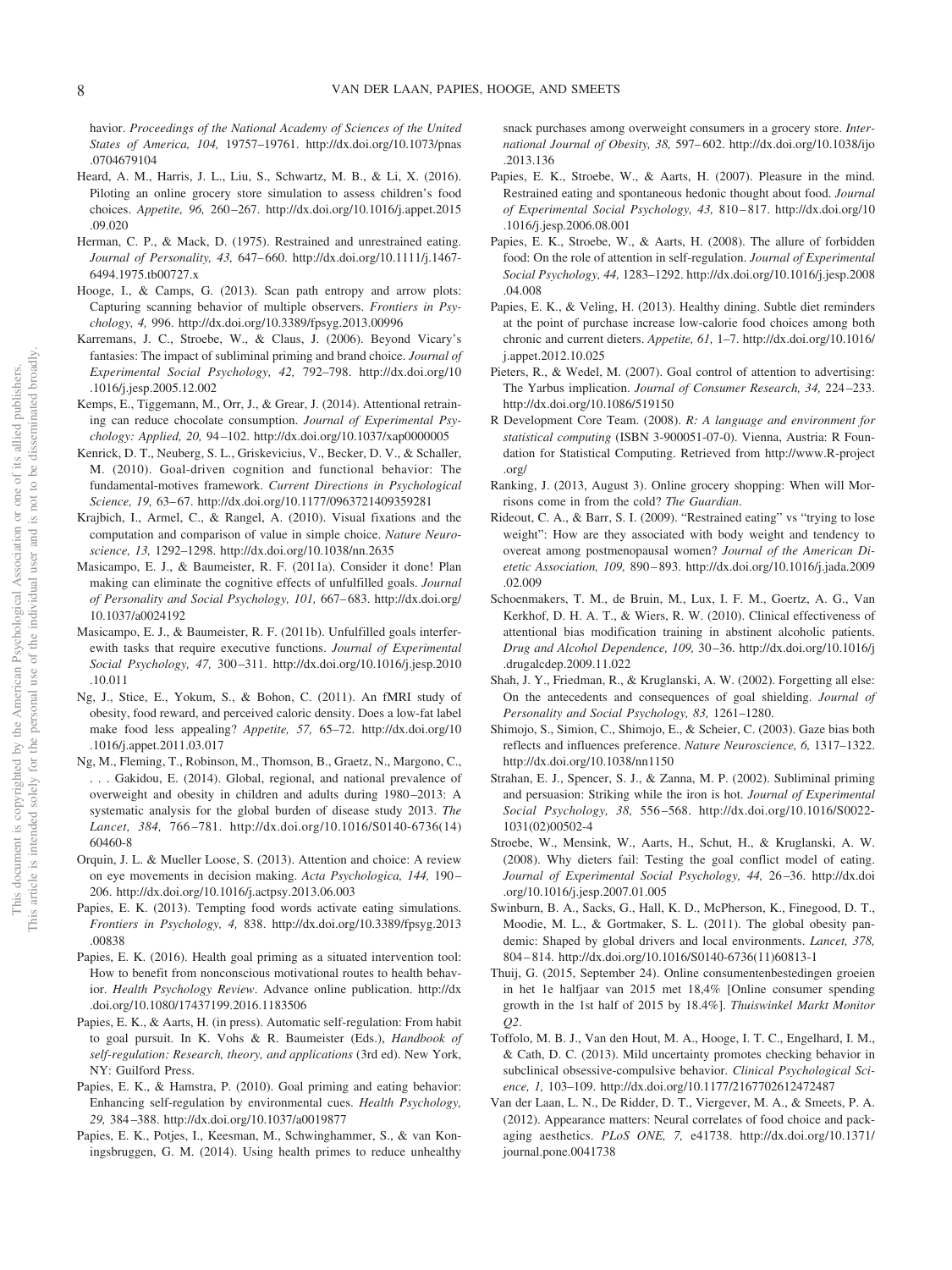havior. *Proceedings of the National Academy of Sciences of the United States of America, 104,* 19757–19761. http://dx.doi.org/10.1073/pnas.0704679104

Heard, A. M., Harris, J. L., Liu, S., Schwartz, M. B., & Li, X. (2016). Piloting an online grocery store simulation to assess children's food choices. *Appetite, 96,* 260–267. http://dx.doi.org/10.1016/j.appet.2015.09.020

Herman, C. P., & Mack, D. (1975). Restrained and unrestrained eating. *Journal of Personality, 43,* 647–660. http://dx.doi.org/10.1111/j.1467-6494.1975.tb00727.x

Hooge, I., & Camps, G. (2013). Scan path entropy and arrow plots: Capturing scanning behavior of multiple observers. *Frontiers in Psychology, 4,* 996. http://dx.doi.org/10.3389/fpsyg.2013.00996

Karremans, J. C., Stroebe, W., & Claus, J. (2006). Beyond Vicary's fantasies: The impact of subliminal priming and brand choice. *Journal of Experimental Social Psychology, 42,* 792–798. http://dx.doi.org/10.1016/j.jesp.2005.12.002

Kemps, E., Tiggemann, M., Orr, J., & Grear, J. (2014). Attentional retraining can reduce chocolate consumption. *Journal of Experimental Psychology: Applied, 20,* 94–102. http://dx.doi.org/10.1037/xap0000005

Kenrick, D. T., Neuberg, S. L., Griskevicius, V., Becker, D. V., & Schaller, M. (2010). Goal-driven cognition and functional behavior: The fundamental-motives framework. *Current Directions in Psychological Science, 19,* 63–67. http://dx.doi.org/10.1177/0963721409359281

Krajbich, I., Armel, C., & Rangel, A. (2010). Visual fixations and the computation and comparison of value in simple choice. *Nature Neuroscience, 13,* 1292–1298. http://dx.doi.org/10.1038/nn.2635

Masicampo, E. J., & Baumeister, R. F. (2011a). Consider it done! Plan making can eliminate the cognitive effects of unfulfilled goals. *Journal of Personality and Social Psychology, 101,* 667–683. http://dx.doi.org/10.1037/a0024192

Masicampo, E. J., & Baumeister, R. F. (2011b). Unfulfilled goals interferewith tasks that require executive functions. *Journal of Experimental Social Psychology, 47,* 300–311. http://dx.doi.org/10.1016/j.jesp.2010.10.011

Ng, J., Stice, E., Yokum, S., & Bohon, C. (2011). An fMRI study of obesity, food reward, and perceived caloric density. Does a low-fat label make food less appealing? *Appetite, 57,* 65–72. http://dx.doi.org/10.1016/j.appet.2011.03.017

Ng, M., Fleming, T., Robinson, M., Thomson, B., Graetz, N., Margono, C., . . . Gakidou, E. (2014). Global, regional, and national prevalence of overweight and obesity in children and adults during 1980–2013: A systematic analysis for the global burden of disease study 2013. *The Lancet, 384,* 766–781. http://dx.doi.org/10.1016/S0140-6736(14)60460-8

Orquin, J. L. & Mueller Loose, S. (2013). Attention and choice: A review on eye movements in decision making. *Acta Psychologica, 144,* 190–206. http://dx.doi.org/10.1016/j.actpsy.2013.06.003

Papies, E. K. (2013). Tempting food words activate eating simulations. *Frontiers in Psychology, 4,* 838. http://dx.doi.org/10.3389/fpsyg.2013.00838

Papies, E. K. (2016). Health goal priming as a situated intervention tool: How to benefit from nonconscious motivational routes to health behavior. *Health Psychology Review*. Advance online publication. http://dx.doi.org/10.1080/17437199.2016.1183506

Papies, E. K., & Aarts, H. (in press). Automatic self-regulation: From habit to goal pursuit. In K. Vohs & R. Baumeister (Eds.), *Handbook of self-regulation: Research, theory, and applications* (3rd ed). New York, NY: Guilford Press.

Papies, E. K., & Hamstra, P. (2010). Goal priming and eating behavior: Enhancing self-regulation by environmental cues. *Health Psychology, 29,* 384–388. http://dx.doi.org/10.1037/a0019877

Papies, E. K., Potjes, I., Keesman, M., Schwinghammer, S., & van Koningsbruggen, G. M. (2014). Using health primes to reduce unhealthy snack purchases among overweight consumers in a grocery store. *International Journal of Obesity, 38,* 597–602. http://dx.doi.org/10.1038/ijo.2013.136

Papies, E. K., Stroebe, W., & Aarts, H. (2007). Pleasure in the mind. Restrained eating and spontaneous hedonic thought about food. *Journal of Experimental Social Psychology, 43,* 810–817. http://dx.doi.org/10.1016/j.jesp.2006.08.001

Papies, E. K., Stroebe, W., & Aarts, H. (2008). The allure of forbidden food: On the role of attention in self-regulation. *Journal of Experimental Social Psychology, 44,* 1283–1292. http://dx.doi.org/10.1016/j.jesp.2008.04.008

Papies, E. K., & Veling, H. (2013). Healthy dining. Subtle diet reminders at the point of purchase increase low-calorie food choices among both chronic and current dieters. *Appetite, 61,* 1–7. http://dx.doi.org/10.1016/j.appet.2012.10.025

Pieters, R., & Wedel, M. (2007). Goal control of attention to advertising: The Yarbus implication. *Journal of Consumer Research, 34,* 224–233. http://dx.doi.org/10.1086/519150

R Development Core Team. (2008). *R: A language and environment for statistical computing* (ISBN 3-900051-07-0). Vienna, Austria: R Foundation for Statistical Computing. Retrieved from http://www.R-project.org/

Ranking, J. (2013, August 3). Online grocery shopping: When will Morrisons come in from the cold? *The Guardian*.

Rideout, C. A., & Barr, S. I. (2009). "Restrained eating" vs "trying to lose weight": How are they associated with body weight and tendency to overeat among postmenopausal women? *Journal of the American Dietetic Association, 109,* 890–893. http://dx.doi.org/10.1016/j.jada.2009.02.009

Schoenmakers, T. M., de Bruin, M., Lux, I. F. M., Goertz, A. G., Van Kerkhof, D. H. A. T., & Wiers, R. W. (2010). Clinical effectiveness of attentional bias modification training in abstinent alcoholic patients. *Drug and Alcohol Dependence, 109,* 30–36. http://dx.doi.org/10.1016/j.drugalcdep.2009.11.022

Shah, J. Y., Friedman, R., & Kruglanski, A. W. (2002). Forgetting all else: On the antecedents and consequences of goal shielding. *Journal of Personality and Social Psychology, 83,* 1261–1280.

Shimojo, S., Simion, C., Shimojo, E., & Scheier, C. (2003). Gaze bias both reflects and influences preference. *Nature Neuroscience, 6,* 1317–1322. http://dx.doi.org/10.1038/nn1150

Strahan, E. J., Spencer, S. J., & Zanna, M. P. (2002). Subliminal priming and persuasion: Striking while the iron is hot. *Journal of Experimental Social Psychology, 38,* 556–568. http://dx.doi.org/10.1016/S0022-1031(02)00502-4

Stroebe, W., Mensink, W., Aarts, H., Schut, H., & Kruglanski, A. W. (2008). Why dieters fail: Testing the goal conflict model of eating. *Journal of Experimental Social Psychology, 44,* 26–36. http://dx.doi.org/10.1016/j.jesp.2007.01.005

Swinburn, B. A., Sacks, G., Hall, K. D., McPherson, K., Finegood, D. T., Moodie, M. L., & Gortmaker, S. L. (2011). The global obesity pandemic: Shaped by global drivers and local environments. *Lancet, 378,* 804–814. http://dx.doi.org/10.1016/S0140-6736(11)60813-1

Thuij, G. (2015, September 24). Online consumentenbestedingen groeien in het 1e halfjaar van 2015 met 18,4% [Online consumer spending growth in the 1st half of 2015 by 18.4%]. *Thuiswinkel Markt Monitor Q2*.

Toffolo, M. B. J., Van den Hout, M. A., Hooge, I. T. C., Engelhard, I. M., & Cath, D. C. (2013). Mild uncertainty promotes checking behavior in subclinical obsessive-compulsive behavior. *Clinical Psychological Science, 1,* 103–109. http://dx.doi.org/10.1177/2167702612472487

Van der Laan, L. N., De Ridder, D. T., Viergever, M. A., & Smeets, P. A. (2012). Appearance matters: Neural correlates of food choice and packaging aesthetics. *PLoS ONE, 7,* e41738. http://dx.doi.org/10.1371/journal.pone.0041738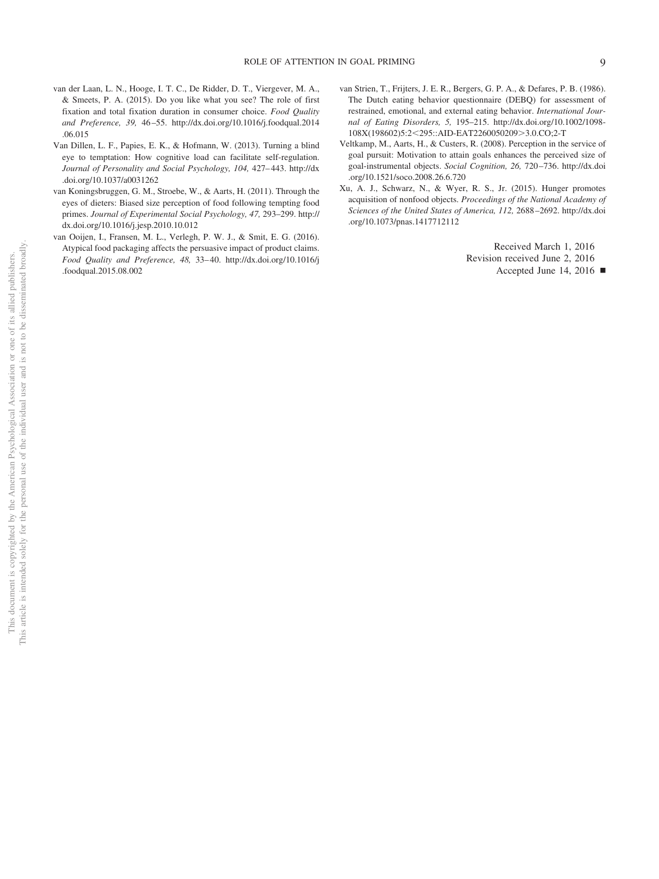van der Laan, L. N., Hooge, I. T. C., De Ridder, D. T., Viergever, M. A., & Smeets, P. A. (2015). Do you like what you see? The role of first fixation and total fixation duration in consumer choice. *Food Quality and Preference, 39,* 46–55. http://dx.doi.org/10.1016/j.foodqual.2014.06.015

Van Dillen, L. F., Papies, E. K., & Hofmann, W. (2013). Turning a blind eye to temptation: How cognitive load can facilitate self-regulation. *Journal of Personality and Social Psychology, 104,* 427–443. http://dx.doi.org/10.1037/a0031262

van Koningsbruggen, G. M., Stroebe, W., & Aarts, H. (2011). Through the eyes of dieters: Biased size perception of food following tempting food primes. *Journal of Experimental Social Psychology, 47,* 293–299. http://dx.doi.org/10.1016/j.jesp.2010.10.012

van Ooijen, I., Fransen, M. L., Verlegh, P. W. J., & Smit, E. G. (2016). Atypical food packaging affects the persuasive impact of product claims. *Food Quality and Preference, 48,* 33–40. http://dx.doi.org/10.1016/j.foodqual.2015.08.002

van Strien, T., Frijters, J. E. R., Bergers, G. P. A., & Defares, P. B. (1986). The Dutch eating behavior questionnaire (DEBQ) for assessment of restrained, emotional, and external eating behavior. *International Journal of Eating Disorders, 5,* 195–215. http://dx.doi.org/10.1002/1098-108X(198602)5:2<295::AID-EAT2260050209>3.0.CO;2-T

Veltkamp, M., Aarts, H., & Custers, R. (2008). Perception in the service of goal pursuit: Motivation to attain goals enhances the perceived size of goal-instrumental objects. *Social Cognition, 26,* 720–736. http://dx.doi.org/10.1521/soco.2008.26.6.720

Xu, A. J., Schwarz, N., & Wyer, R. S., Jr. (2015). Hunger promotes acquisition of nonfood objects. *Proceedings of the National Academy of Sciences of the United States of America, 112,* 2688–2692. http://dx.doi.org/10.1073/pnas.1417712112

Received March 1, 2016
Revision received June 2, 2016
Accepted June 14, 2016 ■